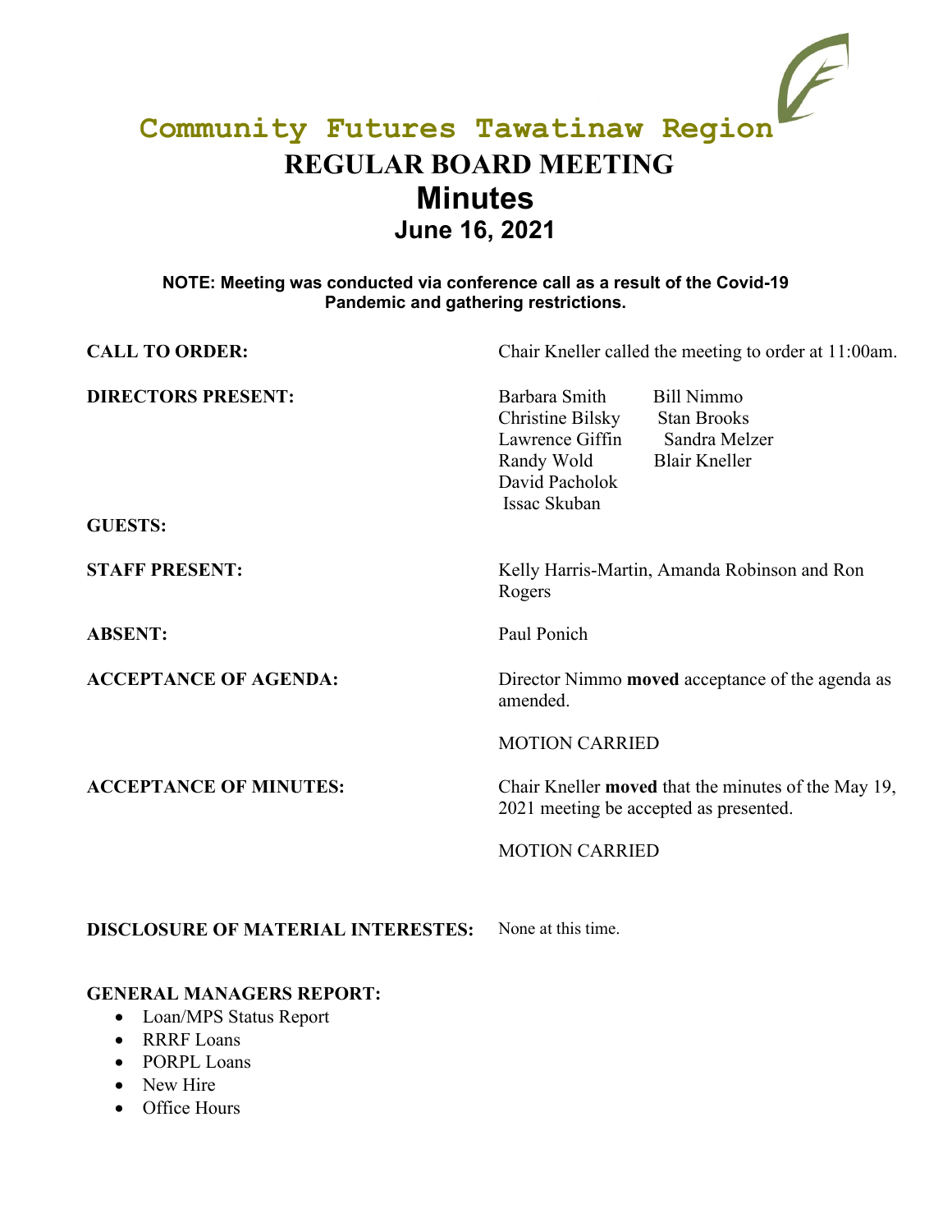# Community Futures Tawatinaw Region

# REGULAR BOARD MEETING

# Minutes

## June 16, 2021

**NOTE: Meeting was conducted via conference call as a result of the Covid-19 Pandemic and gathering restrictions.**

**CALL TO ORDER:** Chair Kneller called the meeting to order at 11:00am.

**DIRECTORS PRESENT:** Barbara Smith, Bill Nimmo, Christine Bilsky, Stan Brooks, Lawrence Giffin, Sandra Melzer, Randy Wold, Blair Kneller, David Pacholok, Issac Skuban

**GUESTS:**

**STAFF PRESENT:** Kelly Harris-Martin, Amanda Robinson and Ron Rogers

**ABSENT:** Paul Ponich

**ACCEPTANCE OF AGENDA:** Director Nimmo **moved** acceptance of the agenda as amended.

MOTION CARRIED

**ACCEPTANCE OF MINUTES:** Chair Kneller **moved** that the minutes of the May 19, 2021 meeting be accepted as presented.

MOTION CARRIED

**DISCLOSURE OF MATERIAL INTERESTES:** None at this time.

**GENERAL MANAGERS REPORT:**

- Loan/MPS Status Report
- RRRF Loans
- PORPL Loans
- New Hire
- Office Hours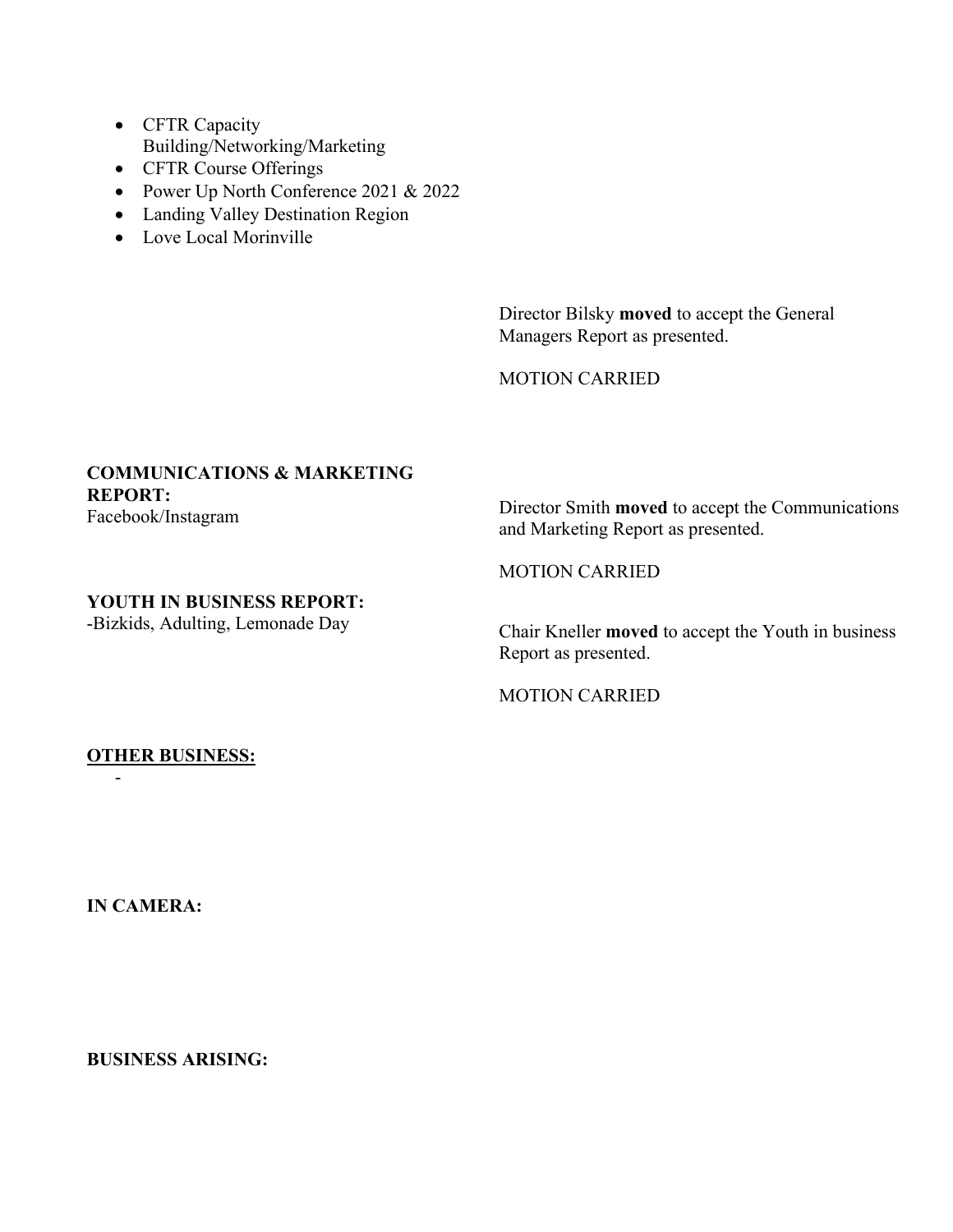- CFTR Capacity Building/Networking/Marketing
- CFTR Course Offerings
- Power Up North Conference 2021 & 2022
- Landing Valley Destination Region
- Love Local Morinville

Director Bilsky **moved** to accept the General Managers Report as presented.

MOTION CARRIED

**COMMUNICATIONS & MARKETING REPORT:**
Facebook/Instagram

Director Smith **moved** to accept the Communications and Marketing Report as presented.

MOTION CARRIED

**YOUTH IN BUSINESS REPORT:**
-Bizkids, Adulting, Lemonade Day

Chair Kneller **moved** to accept the Youth in business Report as presented.

MOTION CARRIED

**<u>OTHER BUSINESS:</u>**

-

**IN CAMERA:**

**BUSINESS ARISING:**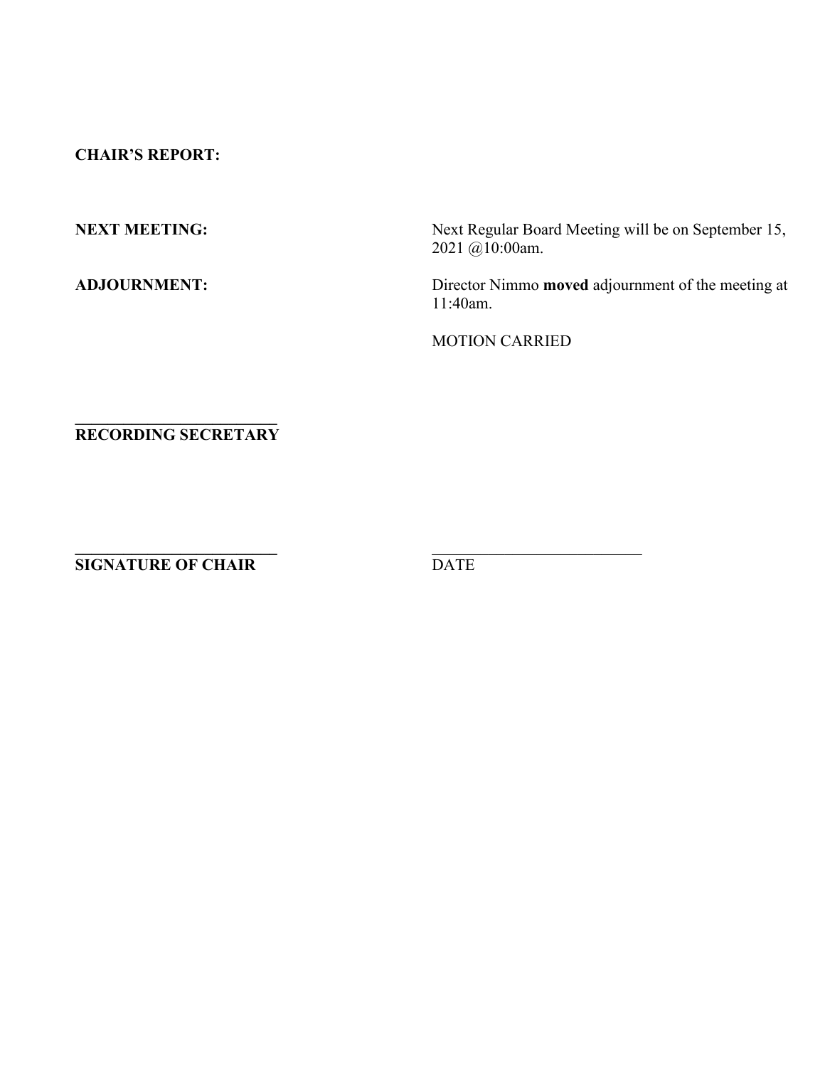**CHAIR'S REPORT:**

**NEXT MEETING:** Next Regular Board Meeting will be on September 15, 2021 @10:00am.

**ADJOURNMENT:** Director Nimmo **moved** adjournment of the meeting at 11:40am.

MOTION CARRIED

**\_\_\_\_\_\_\_\_\_\_\_\_\_\_\_\_\_\_\_\_\_\_\_\_\_\_**
**RECORDING SECRETARY**

**\_\_\_\_\_\_\_\_\_\_\_\_\_\_\_\_\_\_\_\_\_\_\_\_\_\_** \_\_\_\_\_\_\_\_\_\_\_\_\_\_\_\_\_\_\_\_\_\_\_\_\_\_
**SIGNATURE OF CHAIR** DATE